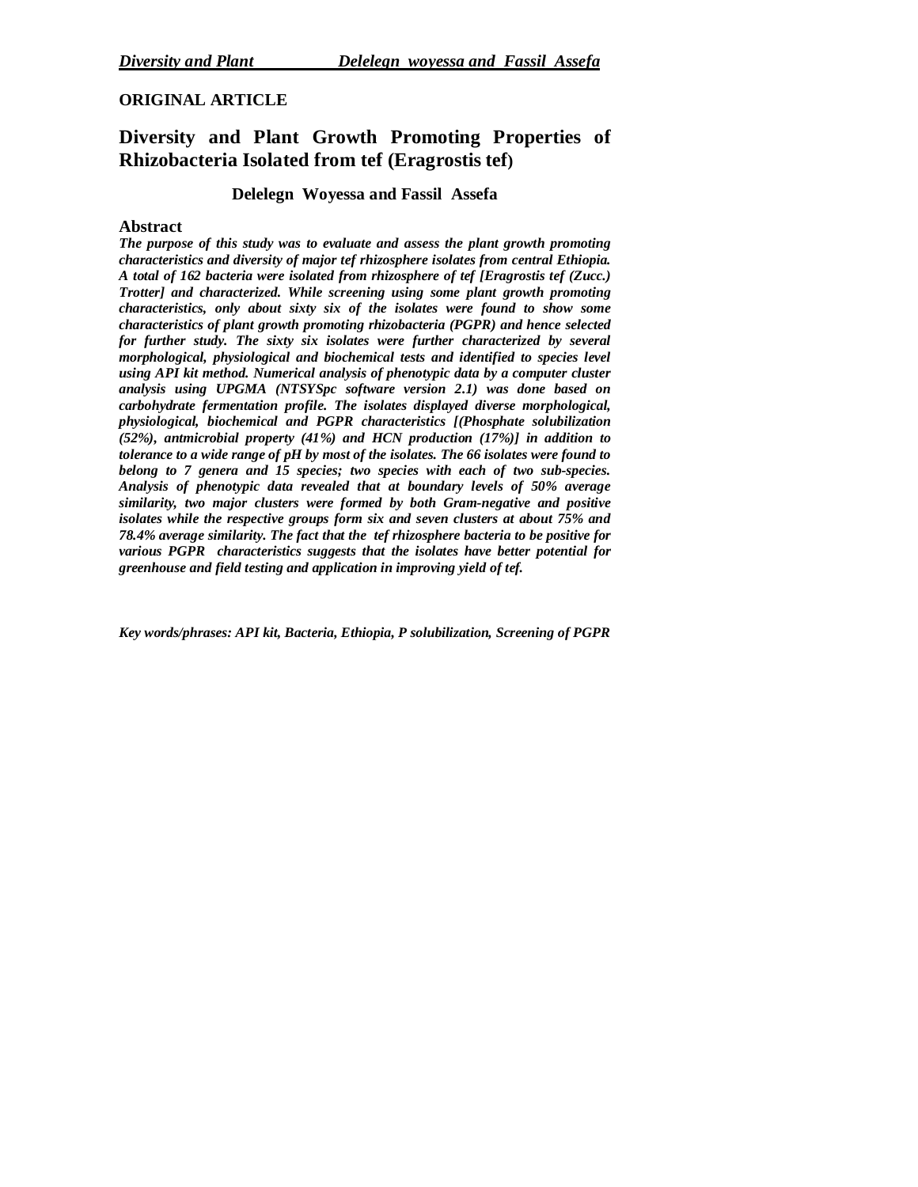**ORIGINAL ARTICLE**

# Diversity and Plant Growth Promoting Properties of Rhizobacteria Isolated from tef (Eragrostis tef)

**Delelegn Woyessa and Fassil Assefa**

## Abstract

***The purpose of this study was to evaluate and assess the plant growth promoting characteristics and diversity of major tef rhizosphere isolates from central Ethiopia. A total of 162 bacteria were isolated from rhizosphere of tef [Eragrostis tef (Zucc.) Trotter] and characterized. While screening using some plant growth promoting characteristics, only about sixty six of the isolates were found to show some characteristics of plant growth promoting rhizobacteria (PGPR) and hence selected for further study. The sixty six isolates were further characterized by several morphological, physiological and biochemical tests and identified to species level using API kit method. Numerical analysis of phenotypic data by a computer cluster analysis using UPGMA (NTSYSpc software version 2.1) was done based on carbohydrate fermentation profile. The isolates displayed diverse morphological, physiological, biochemical and PGPR characteristics [(Phosphate solubilization (52%), antmicrobial property (41%) and HCN production (17%)] in addition to tolerance to a wide range of pH by most of the isolates. The 66 isolates were found to belong to 7 genera and 15 species; two species with each of two sub-species. Analysis of phenotypic data revealed that at boundary levels of 50% average similarity, two major clusters were formed by both Gram-negative and positive isolates while the respective groups form six and seven clusters at about 75% and 78.4% average similarity. The fact that the tef rhizosphere bacteria to be positive for various PGPR characteristics suggests that the isolates have better potential for greenhouse and field testing and application in improving yield of tef.***

***Key words/phrases: API kit, Bacteria, Ethiopia, P solubilization, Screening of PGPR***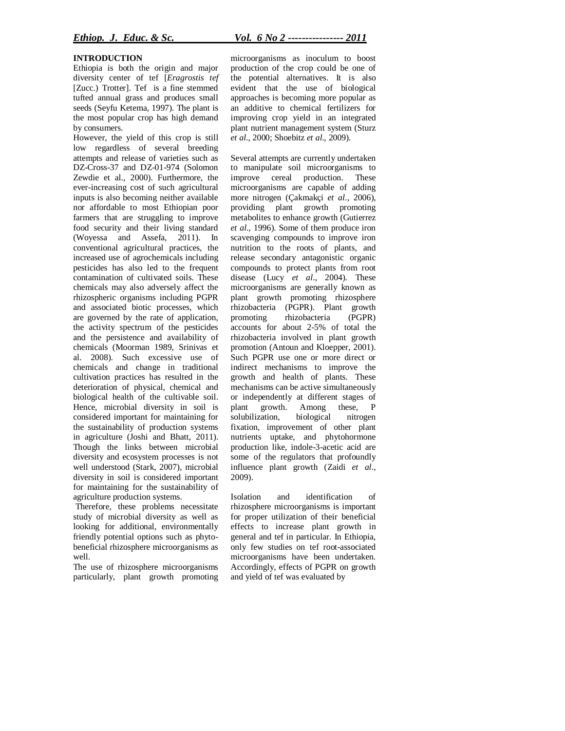## INTRODUCTION

Ethiopia is both the origin and major diversity center of tef [*Eragrostis tef* [Zucc.) Trotter]. Tef is a fine stemmed tufted annual grass and produces small seeds (Seyfu Ketema, 1997). The plant is the most popular crop has high demand by consumers.

However, the yield of this crop is still low regardless of several breeding attempts and release of varieties such as DZ-Cross-37 and DZ-01-974 (Solomon Zewdie et al., 2000). Furthermore, the ever-increasing cost of such agricultural inputs is also becoming neither available nor affordable to most Ethiopian poor farmers that are struggling to improve food security and their living standard (Woyessa and Assefa, 2011). In conventional agricultural practices, the increased use of agrochemicals including pesticides has also led to the frequent contamination of cultivated soils. These chemicals may also adversely affect the rhizospheric organisms including PGPR and associated biotic processes, which are governed by the rate of application, the activity spectrum of the pesticides and the persistence and availability of chemicals (Moorman 1989, Srinivas et al. 2008). Such excessive use of chemicals and change in traditional cultivation practices has resulted in the deterioration of physical, chemical and biological health of the cultivable soil. Hence, microbial diversity in soil is considered important for maintaining for the sustainability of production systems in agriculture (Joshi and Bhatt, 2011). Though the links between microbial diversity and ecosystem processes is not well understood (Stark, 2007), microbial diversity in soil is considered important for maintaining for the sustainability of agriculture production systems.

Therefore, these problems necessitate study of microbial diversity as well as looking for additional, environmentally friendly potential options such as phyto-beneficial rhizosphere microorganisms as well.

The use of rhizosphere microorganisms particularly, plant growth promoting microorganisms as inoculum to boost production of the crop could be one of the potential alternatives. It is also evident that the use of biological approaches is becoming more popular as an additive to chemical fertilizers for improving crop yield in an integrated plant nutrient management system (Sturz *et al*., 2000; Shoebitz *et al*., 2009).

Several attempts are currently undertaken to manipulate soil microorganisms to improve cereal production. These microorganisms are capable of adding more nitrogen (Çakmakçi *et al*., 2006), providing plant growth promoting metabolites to enhance growth (Gutierrez *et al*., 1996). Some of them produce iron scavenging compounds to improve iron nutrition to the roots of plants, and release secondary antagonistic organic compounds to protect plants from root disease (Lucy *et al*., 2004). These microorganisms are generally known as plant growth promoting rhizosphere rhizobacteria (PGPR). Plant growth promoting rhizobacteria (PGPR) accounts for about 2-5% of total the rhizobacteria involved in plant growth promotion (Antoun and Kloepper, 2001). Such PGPR use one or more direct or indirect mechanisms to improve the growth and health of plants. These mechanisms can be active simultaneously or independently at different stages of plant growth. Among these, P solubilization, biological nitrogen fixation, improvement of other plant nutrients uptake, and phytohormone production like, indole-3-acetic acid are some of the regulators that profoundly influence plant growth (Zaidi *et al*., 2009).

Isolation and identification of rhizosphere microorganisms is important for proper utilization of their beneficial effects to increase plant growth in general and tef in particular. In Ethiopia, only few studies on tef root-associated microorganisms have been undertaken. Accordingly, effects of PGPR on growth and yield of tef was evaluated by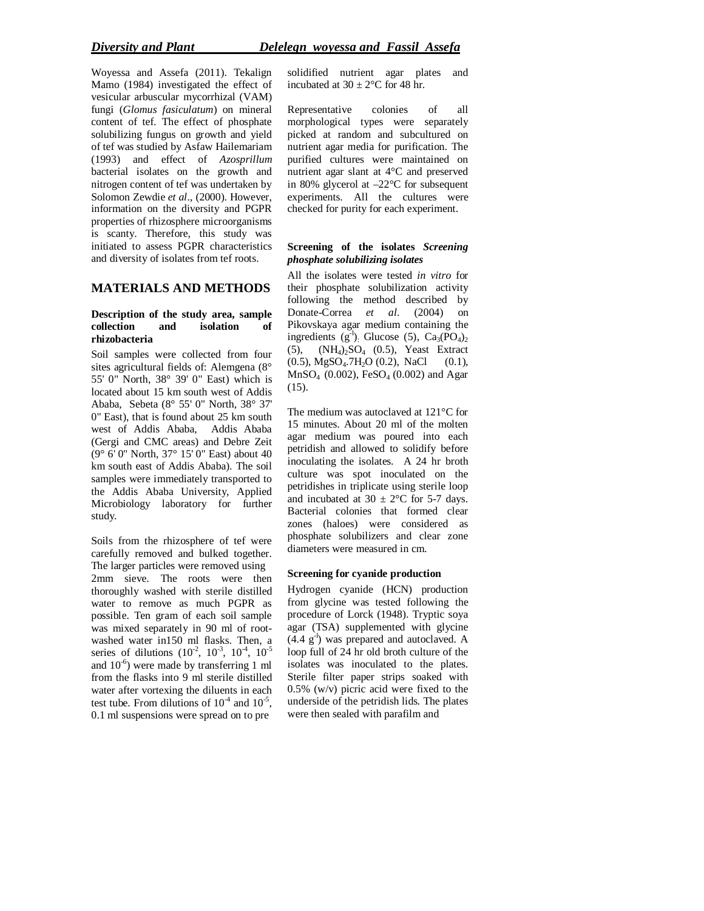Woyessa and Assefa (2011). Tekalign Mamo (1984) investigated the effect of vesicular arbuscular mycorrhizal (VAM) fungi (*Glomus fasiculatum*) on mineral content of tef. The effect of phosphate solubilizing fungus on growth and yield of tef was studied by Asfaw Hailemariam (1993) and effect of *Azosprillum* bacterial isolates on the growth and nitrogen content of tef was undertaken by Solomon Zewdie *et al*., (2000). However, information on the diversity and PGPR properties of rhizosphere microorganisms is scanty. Therefore, this study was initiated to assess PGPR characteristics and diversity of isolates from tef roots.

## MATERIALS AND METHODS

### Description of the study area, sample collection and isolation of rhizobacteria

Soil samples were collected from four sites agricultural fields of: Alemgena (8° 55' 0" North, 38° 39' 0" East) which is located about 15 km south west of Addis Ababa, Sebeta (8° 55' 0" North, 38° 37' 0" East), that is found about 25 km south west of Addis Ababa, Addis Ababa (Gergi and CMC areas) and Debre Zeit (9° 6' 0" North, 37° 15' 0" East) about 40 km south east of Addis Ababa). The soil samples were immediately transported to the Addis Ababa University, Applied Microbiology laboratory for further study.

Soils from the rhizosphere of tef were carefully removed and bulked together. The larger particles were removed using 2mm sieve. The roots were then thoroughly washed with sterile distilled water to remove as much PGPR as possible. Ten gram of each soil sample was mixed separately in 90 ml of root-washed water in150 ml flasks. Then, a series of dilutions ($10^{-2}$, $10^{-3}$, $10^{-4}$, $10^{-5}$ and $10^{-6}$) were made by transferring 1 ml from the flasks into 9 ml sterile distilled water after vortexing the diluents in each test tube. From dilutions of $10^{-4}$ and $10^{-5}$, 0.1 ml suspensions were spread on to pre solidified nutrient agar plates and incubated at 30 ± 2°C for 48 hr.

Representative colonies of all morphological types were separately picked at random and subcultured on nutrient agar media for purification. The purified cultures were maintained on nutrient agar slant at 4°C and preserved in 80% glycerol at –22°C for subsequent experiments. All the cultures were checked for purity for each experiment.

### Screening of the isolates *Screening phosphate solubilizing isolates*

All the isolates were tested *in vitro* for their phosphate solubilization activity following the method described by Donate-Correa *et al*. (2004) on Pikovskaya agar medium containing the ingredients ($g^{-1}$): Glucose (5), $Ca_3(PO_4)_2$ (5), $(NH_4)_2SO_4$ (0.5), Yeast Extract (0.5), $MgSO_4.7H_2O$ (0.2), NaCl (0.1), $MnSO_4$ (0.002), $FeSO_4$ (0.002) and Agar (15).

The medium was autoclaved at 121°C for 15 minutes. About 20 ml of the molten agar medium was poured into each petridish and allowed to solidify before inoculating the isolates. A 24 hr broth culture was spot inoculated on the petridishes in triplicate using sterile loop and incubated at 30 ± 2°C for 5-7 days. Bacterial colonies that formed clear zones (haloes) were considered as phosphate solubilizers and clear zone diameters were measured in cm.

### Screening for cyanide production

Hydrogen cyanide (HCN) production from glycine was tested following the procedure of Lorck (1948). Tryptic soya agar (TSA) supplemented with glycine (4.4 $g^{-1}$) was prepared and autoclaved. A loop full of 24 hr old broth culture of the isolates was inoculated to the plates. Sterile filter paper strips soaked with 0.5% (w/v) picric acid were fixed to the underside of the petridish lids. The plates were then sealed with parafilm and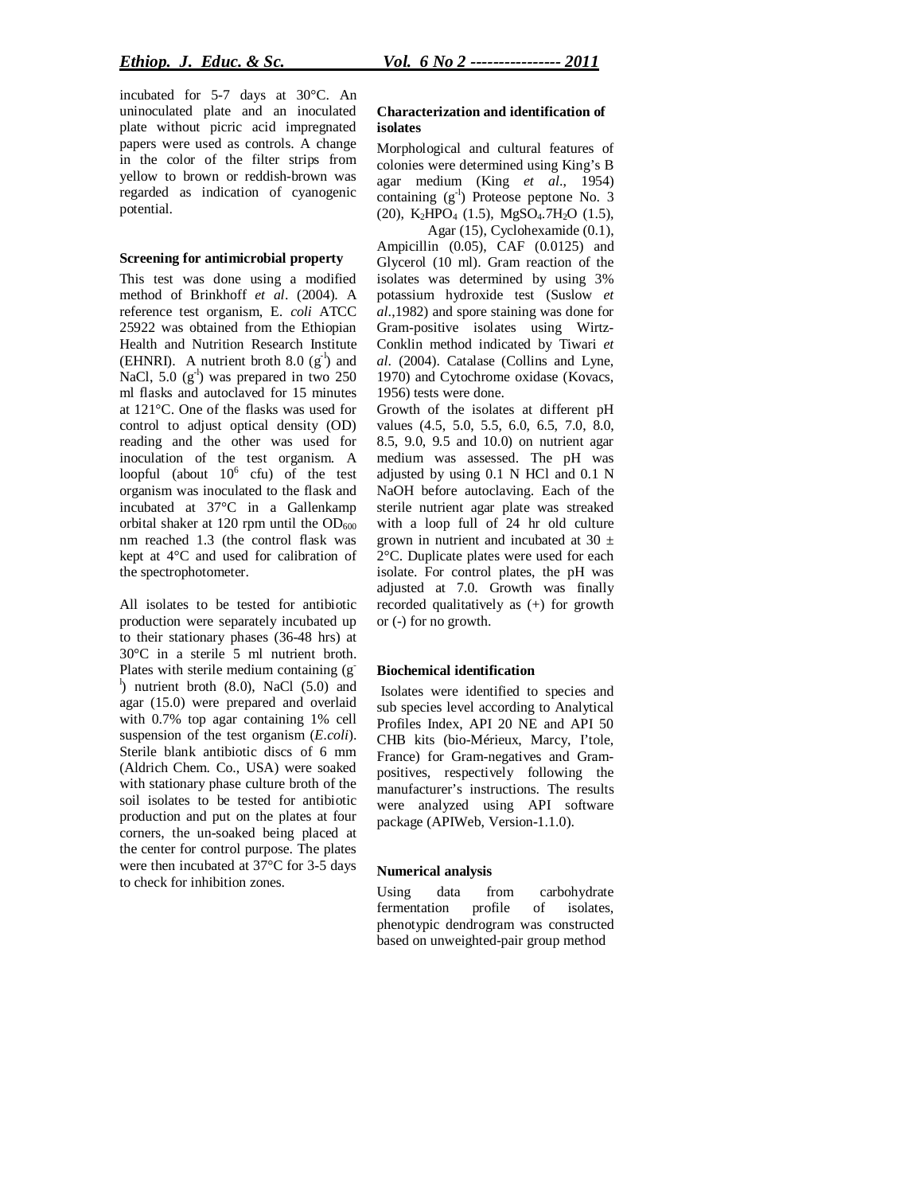incubated for 5-7 days at 30°C. An uninoculated plate and an inoculated plate without picric acid impregnated papers were used as controls. A change in the color of the filter strips from yellow to brown or reddish-brown was regarded as indication of cyanogenic potential.

**Screening for antimicrobial property**

This test was done using a modified method of Brinkhoff *et al*. (2004). A reference test organism, E. *coli* ATCC 25922 was obtained from the Ethiopian Health and Nutrition Research Institute (EHNRI). A nutrient broth 8.0 ($g^{-l}$) and NaCl, 5.0 ($g^{-l}$) was prepared in two 250 ml flasks and autoclaved for 15 minutes at 121°C. One of the flasks was used for control to adjust optical density (OD) reading and the other was used for inoculation of the test organism. A loopful (about $10^6$ cfu) of the test organism was inoculated to the flask and incubated at 37°C in a Gallenkamp orbital shaker at 120 rpm until the $OD_{600}$ nm reached 1.3 (the control flask was kept at 4°C and used for calibration of the spectrophotometer.

All isolates to be tested for antibiotic production were separately incubated up to their stationary phases (36-48 hrs) at 30°C in a sterile 5 ml nutrient broth. Plates with sterile medium containing ($g^{-l}$) nutrient broth (8.0), NaCl (5.0) and agar (15.0) were prepared and overlaid with 0.7% top agar containing 1% cell suspension of the test organism (*E.coli*). Sterile blank antibiotic discs of 6 mm (Aldrich Chem. Co., USA) were soaked with stationary phase culture broth of the soil isolates to be tested for antibiotic production and put on the plates at four corners, the un-soaked being placed at the center for control purpose. The plates were then incubated at 37°C for 3-5 days to check for inhibition zones.

**Characterization and identification of isolates**

Morphological and cultural features of colonies were determined using King's B agar medium (King *et al*., 1954) containing ($g^{-l}$) Proteose peptone No. 3 (20), $K_2HPO_4$ (1.5), $MgSO_4.7H_2O$ (1.5), Agar (15), Cyclohexamide (0.1), Ampicillin (0.05), CAF (0.0125) and Glycerol (10 ml). Gram reaction of the isolates was determined by using 3% potassium hydroxide test (Suslow *et al*.,1982) and spore staining was done for Gram-positive isolates using Wirtz-Conklin method indicated by Tiwari *et al*. (2004). Catalase (Collins and Lyne, 1970) and Cytochrome oxidase (Kovacs, 1956) tests were done.

Growth of the isolates at different pH values (4.5, 5.0, 5.5, 6.0, 6.5, 7.0, 8.0, 8.5, 9.0, 9.5 and 10.0) on nutrient agar medium was assessed. The pH was adjusted by using 0.1 N HCl and 0.1 N NaOH before autoclaving. Each of the sterile nutrient agar plate was streaked with a loop full of 24 hr old culture grown in nutrient and incubated at 30 ± 2°C. Duplicate plates were used for each isolate. For control plates, the pH was adjusted at 7.0. Growth was finally recorded qualitatively as (+) for growth or (-) for no growth.

**Biochemical identification**

Isolates were identified to species and sub species level according to Analytical Profiles Index, API 20 NE and API 50 CHB kits (bio-Mérieux, Marcy, I'tole, France) for Gram-negatives and Gram-positives, respectively following the manufacturer's instructions. The results were analyzed using API software package (APIWeb, Version-1.1.0).

**Numerical analysis**

Using data from carbohydrate fermentation profile of isolates, phenotypic dendrogram was constructed based on unweighted-pair group method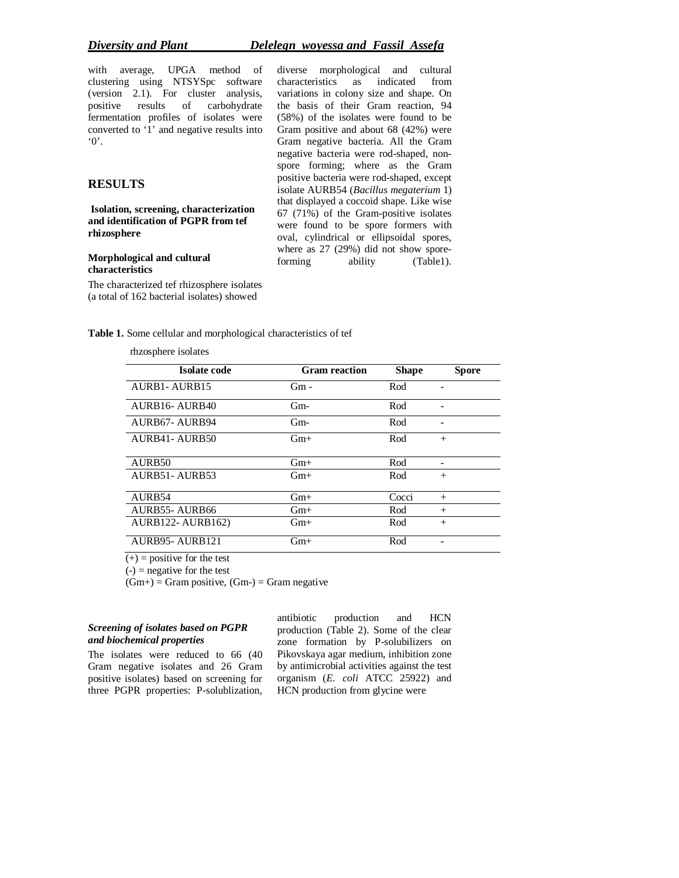with average, UPGA method of clustering using NTSYSpc software (version 2.1). For cluster analysis, positive results of carbohydrate fermentation profiles of isolates were converted to '1' and negative results into '0'.

## RESULTS

### Isolation, screening, characterization and identification of PGPR from tef rhizosphere

#### Morphological and cultural characteristics

The characterized tef rhizosphere isolates (a total of 162 bacterial isolates) showed diverse morphological and cultural characteristics as indicated from variations in colony size and shape. On the basis of their Gram reaction, 94 (58%) of the isolates were found to be Gram positive and about 68 (42%) were Gram negative bacteria. All the Gram negative bacteria were rod-shaped, non-spore forming; where as the Gram positive bacteria were rod-shaped, except isolate AURB54 (*Bacillus megaterium* 1) that displayed a coccoid shape. Like wise 67 (71%) of the Gram-positive isolates were found to be spore formers with oval, cylindrical or ellipsoidal spores, where as 27 (29%) did not show spore-forming ability (Table1).

**Table 1.** Some cellular and morphological characteristics of tef rhzosphere isolates

| Isolate code | Gram reaction | Shape | Spore |
|---|---|---|---|
| AURB1- AURB15 | Gm - | Rod | - |
| AURB16- AURB40 | Gm- | Rod | - |
| AURB67- AURB94 | Gm- | Rod | - |
| AURB41- AURB50 | Gm+ | Rod | + |
| AURB50 | Gm+ | Rod | - |
| AURB51- AURB53 | Gm+ | Rod | + |
| AURB54 | Gm+ | Cocci | + |
| AURB55- AURB66 | Gm+ | Rod | + |
| AURB122- AURB162) | Gm+ | Rod | + |
| AURB95- AURB121 | Gm+ | Rod | - |

(+) = positive for the test
(-) = negative for the test
(Gm+) = Gram positive, (Gm-) = Gram negative

#### *Screening of isolates based on PGPR and biochemical properties*

The isolates were reduced to 66 (40 Gram negative isolates and 26 Gram positive isolates) based on screening for three PGPR properties: P-solublization, antibiotic production and HCN production (Table 2). Some of the clear zone formation by P-solubilizers on Pikovskaya agar medium, inhibition zone by antimicrobial activities against the test organism (*E. coli* ATCC 25922) and HCN production from glycine were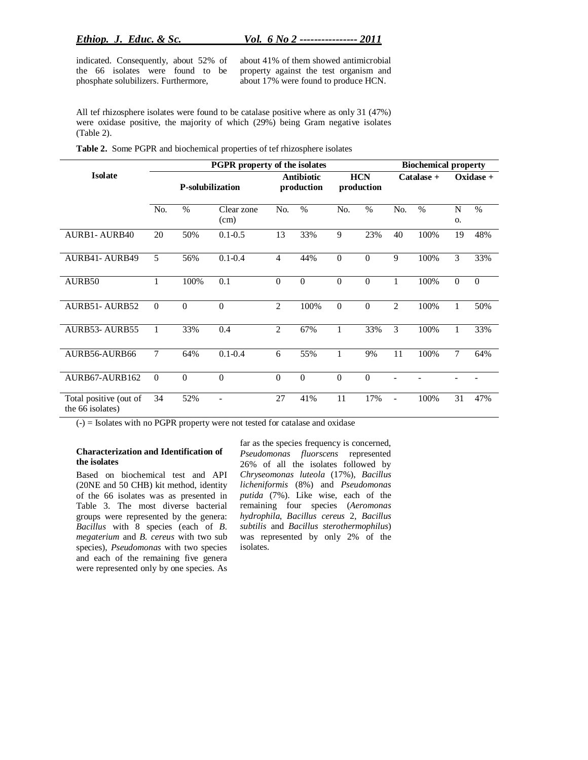indicated. Consequently, about 52% of the 66 isolates were found to be phosphate solubilizers. Furthermore, about 41% of them showed antimicrobial property against the test organism and about 17% were found to produce HCN.

All tef rhizosphere isolates were found to be catalase positive where as only 31 (47%) were oxidase positive, the majority of which (29%) being Gram negative isolates (Table 2).

**Table 2.** Some PGPR and biochemical properties of tef rhizosphere isolates

| Isolate | PGPR property of the isolates | | | | | | | Biochemical property | | | |
|---|---|---|---|---|---|---|---|---|---|---|---|
| | P-solubilization | | | Antibiotic production | | HCN production | | Catalase + | | Oxidase + | |
| | No. | % | Clear zone (cm) | No. | % | No. | % | No. | % | No. | % |
| AURB1- AURB40 | 20 | 50% | 0.1-0.5 | 13 | 33% | 9 | 23% | 40 | 100% | 19 | 48% |
| AURB41- AURB49 | 5 | 56% | 0.1-0.4 | 4 | 44% | 0 | 0 | 9 | 100% | 3 | 33% |
| AURB50 | 1 | 100% | 0.1 | 0 | 0 | 0 | 0 | 1 | 100% | 0 | 0 |
| AURB51- AURB52 | 0 | 0 | 0 | 2 | 100% | 0 | 0 | 2 | 100% | 1 | 50% |
| AURB53- AURB55 | 1 | 33% | 0.4 | 2 | 67% | 1 | 33% | 3 | 100% | 1 | 33% |
| AURB56-AURB66 | 7 | 64% | 0.1-0.4 | 6 | 55% | 1 | 9% | 11 | 100% | 7 | 64% |
| AURB67-AURB162 | 0 | 0 | 0 | 0 | 0 | 0 | 0 | - | - | - | - |
| Total positive (out of the 66 isolates) | 34 | 52% | - | 27 | 41% | 11 | 17% | - | 100% | 31 | 47% |

(-) = Isolates with no PGPR property were not tested for catalase and oxidase

#### Characterization and Identification of the isolates

Based on biochemical test and API (20NE and 50 CHB) kit method, identity of the 66 isolates was as presented in Table 3. The most diverse bacterial groups were represented by the genera: *Bacillus* with 8 species (each of *B. megaterium* and *B. cereus* with two sub species), *Pseudomonas* with two species and each of the remaining five genera were represented only by one species. As far as the species frequency is concerned, *Pseudomonas fluorscens* represented 26% of all the isolates followed by *Chryseomonas luteola* (17%), *Bacillus licheniformis* (8%) and *Pseudomonas putida* (7%). Like wise, each of the remaining four species (*Aeromonas hydrophila*, *Bacillus cereus* 2, *Bacillus subtilis* and *Bacillus sterothermophilus*) was represented by only 2% of the isolates.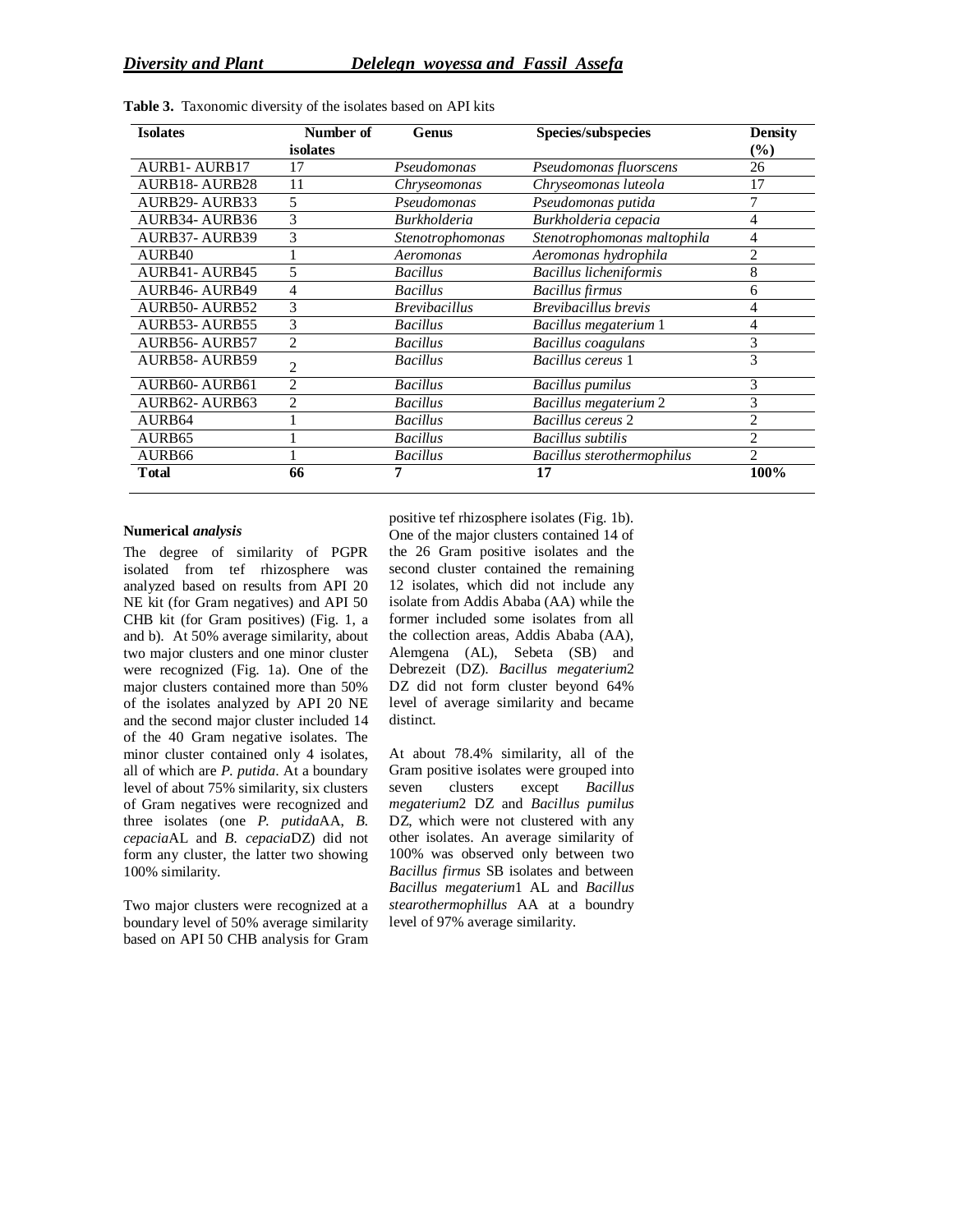**Table 3.** Taxonomic diversity of the isolates based on API kits

| Isolates | Number of isolates | Genus | Species/subspecies | Density (%) |
|---|---|---|---|---|
| AURB1- AURB17 | 17 | *Pseudomonas* | *Pseudomonas fluorscens* | 26 |
| AURB18- AURB28 | 11 | *Chryseomonas* | *Chryseomonas luteola* | 17 |
| AURB29- AURB33 | 5 | *Pseudomonas* | *Pseudomonas putida* | 7 |
| AURB34- AURB36 | 3 | *Burkholderia* | *Burkholderia cepacia* | 4 |
| AURB37- AURB39 | 3 | *Stenotrophomonas* | *Stenotrophomonas maltophila* | 4 |
| AURB40 | 1 | *Aeromonas* | *Aeromonas hydrophila* | 2 |
| AURB41- AURB45 | 5 | *Bacillus* | *Bacillus licheniformis* | 8 |
| AURB46- AURB49 | 4 | *Bacillus* | *Bacillus firmus* | 6 |
| AURB50- AURB52 | 3 | *Brevibacillus* | *Brevibacillus brevis* | 4 |
| AURB53- AURB55 | 3 | *Bacillus* | *Bacillus megaterium* 1 | 4 |
| AURB56- AURB57 | 2 | *Bacillus* | *Bacillus coagulans* | 3 |
| AURB58- AURB59 | 2 | *Bacillus* | *Bacillus cereus* 1 | 3 |
| AURB60- AURB61 | 2 | *Bacillus* | *Bacillus pumilus* | 3 |
| AURB62- AURB63 | 2 | *Bacillus* | *Bacillus megaterium* 2 | 3 |
| AURB64 | 1 | *Bacillus* | *Bacillus cereus* 2 | 2 |
| AURB65 | 1 | *Bacillus* | *Bacillus subtilis* | 2 |
| AURB66 | 1 | *Bacillus* | *Bacillus sterothermophilus* | 2 |
| **Total** | **66** | **7** | **17** | **100%** |

**Numerical *analysis***

The degree of similarity of PGPR isolated from tef rhizosphere was analyzed based on results from API 20 NE kit (for Gram negatives) and API 50 CHB kit (for Gram positives) (Fig. 1, a and b). At 50% average similarity, about two major clusters and one minor cluster were recognized (Fig. 1a). One of the major clusters contained more than 50% of the isolates analyzed by API 20 NE and the second major cluster included 14 of the 40 Gram negative isolates. The minor cluster contained only 4 isolates, all of which are *P. putida*. At a boundary level of about 75% similarity, six clusters of Gram negatives were recognized and three isolates (one *P. putida*AA, *B. cepacia*AL and *B. cepacia*DZ) did not form any cluster, the latter two showing 100% similarity.

Two major clusters were recognized at a boundary level of 50% average similarity based on API 50 CHB analysis for Gram positive tef rhizosphere isolates (Fig. 1b). One of the major clusters contained 14 of the 26 Gram positive isolates and the second cluster contained the remaining 12 isolates, which did not include any isolate from Addis Ababa (AA) while the former included some isolates from all the collection areas, Addis Ababa (AA), Alemgena (AL), Sebeta (SB) and Debrezeit (DZ). *Bacillus megaterium*2 DZ did not form cluster beyond 64% level of average similarity and became distinct.

At about 78.4% similarity, all of the Gram positive isolates were grouped into seven clusters except *Bacillus megaterium*2 DZ and *Bacillus pumilus* DZ, which were not clustered with any other isolates. An average similarity of 100% was observed only between two *Bacillus firmus* SB isolates and between *Bacillus megaterium*1 AL and *Bacillus stearothermophillus* AA at a boundry level of 97% average similarity.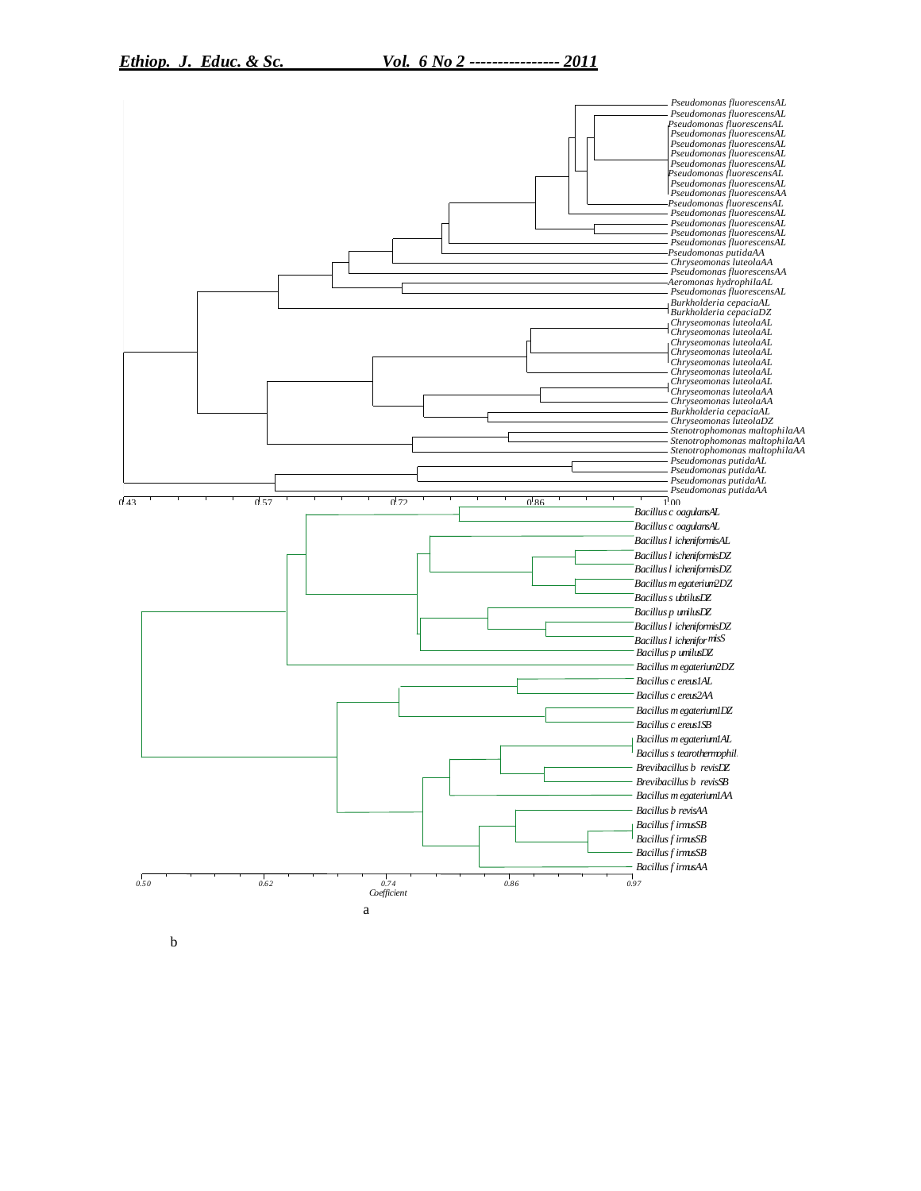Pseudomonas fluorescensAL
Pseudomonas fluorescensAL
Pseudomonas fluorescensAL
Pseudomonas fluorescensAL
Pseudomonas fluorescensAL
Pseudomonas fluorescensAL
Pseudomonas fluorescensAL
Pseudomonas fluorescensAL
Pseudomonas fluorescensAL
Pseudomonas fluorescensAA
Pseudomonas fluorescensAL
Pseudomonas fluorescensAL
Pseudomonas fluorescensAL
Pseudomonas fluorescensAL
Pseudomonas fluorescensAL
Pseudomonas putidaAA
Chryseomonas luteolaAA
Pseudomonas fluorescensAA
Aeromonas hydrophilaAL
Pseudomonas fluorescensAL
Burkholderia cepaciaAL
Burkholderia cepaciaDZ
Chryseomonas luteolaAL
Chryseomonas luteolaAL
Chryseomonas luteolaAL
Chryseomonas luteolaAL
Chryseomonas luteolaAL
Chryseomonas luteolaAL
Chryseomonas luteolaAL
Chryseomonas luteolaAA
Chryseomonas luteolaAA
Burkholderia cepaciaAL
Chryseomonas luteolaDZ
Stenotrophomonas maltophilaAA
Stenotrophomonas maltophilaAA
Stenotrophomonas maltophilaAA
Pseudomonas putidaAL
Pseudomonas putidaAL
Pseudomonas putidaAL
Pseudomonas putidaAA

0.43 0.57 0.72 0.86 1.00

Bacillus coagulansAL
Bacillus coagulansAL
Bacillus licheniformisAL
Bacillus licheniformisDZ
Bacillus licheniformisDZ
Bacillus megaterium2DZ
Bacillus subtilusDZ
Bacillus pumilusDZ
Bacillus licheniformisDZ
Bacillus licheniformisS
Bacillus pumilusDZ
Bacillus megaterium2DZ
Bacillus cereus1AL
Bacillus cereus2AA
Bacillus megaterium1DZ
Bacillus cereus1SB
Bacillus megaterium1AL
Bacillus stearothermophil.
Brevibacillus brevisDZ
Brevibacillus brevisSB
Bacillus megaterium1AA
Bacillus brevisAA
Bacillus firmusSB
Bacillus firmusSB
Bacillus firmusSB
Bacillus firmusAA

0.50 0.62 0.74 0.86 0.97

Coefficient

a

b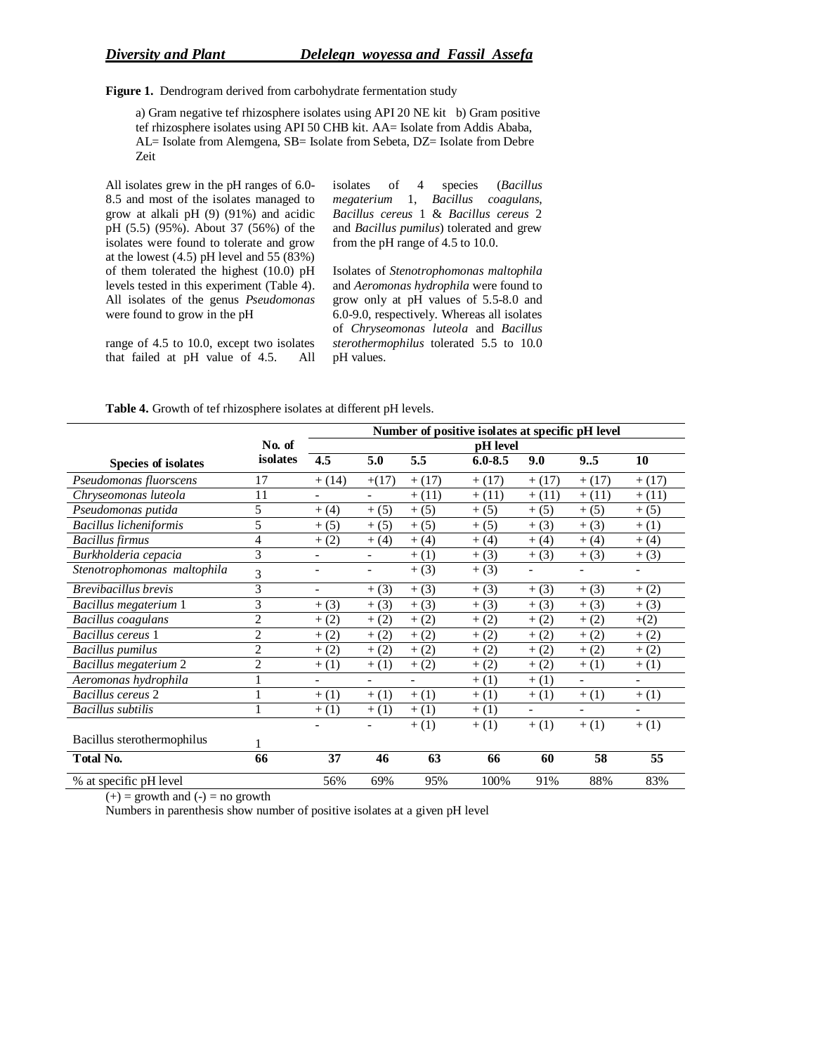**Figure 1.** Dendrogram derived from carbohydrate fermentation study

a) Gram negative tef rhizosphere isolates using API 20 NE kit b) Gram positive tef rhizosphere isolates using API 50 CHB kit. AA= Isolate from Addis Ababa, AL= Isolate from Alemgena, SB= Isolate from Sebeta, DZ= Isolate from Debre Zeit

All isolates grew in the pH ranges of 6.0-8.5 and most of the isolates managed to grow at alkali pH (9) (91%) and acidic pH (5.5) (95%). About 37 (56%) of the isolates were found to tolerate and grow at the lowest (4.5) pH level and 55 (83%) of them tolerated the highest (10.0) pH levels tested in this experiment (Table 4). All isolates of the genus *Pseudomonas* were found to grow in the pH range of 4.5 to 10.0, except two isolates that failed at pH value of 4.5. All isolates of 4 species (*Bacillus megaterium* 1, *Bacillus coagulans*, *Bacillus cereus* 1 & *Bacillus cereus* 2 and *Bacillus pumilus*) tolerated and grew from the pH range of 4.5 to 10.0.

Isolates of *Stenotrophomonas maltophila* and *Aeromonas hydrophila* were found to grow only at pH values of 5.5-8.0 and 6.0-9.0, respectively. Whereas all isolates of *Chryseomonas luteola* and *Bacillus sterothermophilus* tolerated 5.5 to 10.0 pH values.

**Table 4.** Growth of tef rhizosphere isolates at different pH levels.

| Species of isolates | No. of isolates | Number of positive isolates at specific pH level | | | | | | |
|---|---|---|---|---|---|---|---|---|
| | | pH level | | | | | | |
| | | **4.5** | **5.0** | **5.5** | **6.0-8.5** | **9.0** | **9..5** | **10** |
| *Pseudomonas fluorscens* | 17 | + (14) | +(17) | + (17) | + (17) | + (17) | + (17) | + (17) |
| *Chryseomonas luteola* | 11 | - | - | + (11) | + (11) | + (11) | + (11) | + (11) |
| *Pseudomonas putida* | 5 | + (4) | + (5) | + (5) | + (5) | + (5) | + (5) | + (5) |
| *Bacillus licheniformis* | 5 | + (5) | + (5) | + (5) | + (5) | + (3) | + (3) | + (1) |
| *Bacillus firmus* | 4 | + (2) | + (4) | + (4) | + (4) | + (4) | + (4) | + (4) |
| *Burkholderia cepacia* | 3 | - | - | + (1) | + (3) | + (3) | + (3) | + (3) |
| *Stenotrophomonas maltophila* | 3 | - | - | + (3) | + (3) | - | - | - |
| *Brevibacillus brevis* | 3 | - | + (3) | + (3) | + (3) | + (3) | + (3) | + (2) |
| *Bacillus megaterium* 1 | 3 | + (3) | + (3) | + (3) | + (3) | + (3) | + (3) | + (3) |
| *Bacillus coagulans* | 2 | + (2) | + (2) | + (2) | + (2) | + (2) | + (2) | +(2) |
| *Bacillus cereus* 1 | 2 | + (2) | + (2) | + (2) | + (2) | + (2) | + (2) | + (2) |
| *Bacillus pumilus* | 2 | + (2) | + (2) | + (2) | + (2) | + (2) | + (2) | + (2) |
| *Bacillus megaterium* 2 | 2 | + (1) | + (1) | + (2) | + (2) | + (2) | + (1) | + (1) |
| *Aeromonas hydrophila* | 1 | - | - | - | + (1) | + (1) | - | - |
| *Bacillus cereus* 2 | 1 | + (1) | + (1) | + (1) | + (1) | + (1) | + (1) | + (1) |
| *Bacillus subtilis* | 1 | + (1) | + (1) | + (1) | + (1) | - | - | - |
| Bacillus sterothermophilus | 1 | - | - | + (1) | + (1) | + (1) | + (1) | + (1) |
| **Total No.** | **66** | **37** | **46** | **63** | **66** | **60** | **58** | **55** |
| % at specific pH level | | 56% | 69% | 95% | 100% | 91% | 88% | 83% |

(+) = growth and (-) = no growth

Numbers in parenthesis show number of positive isolates at a given pH level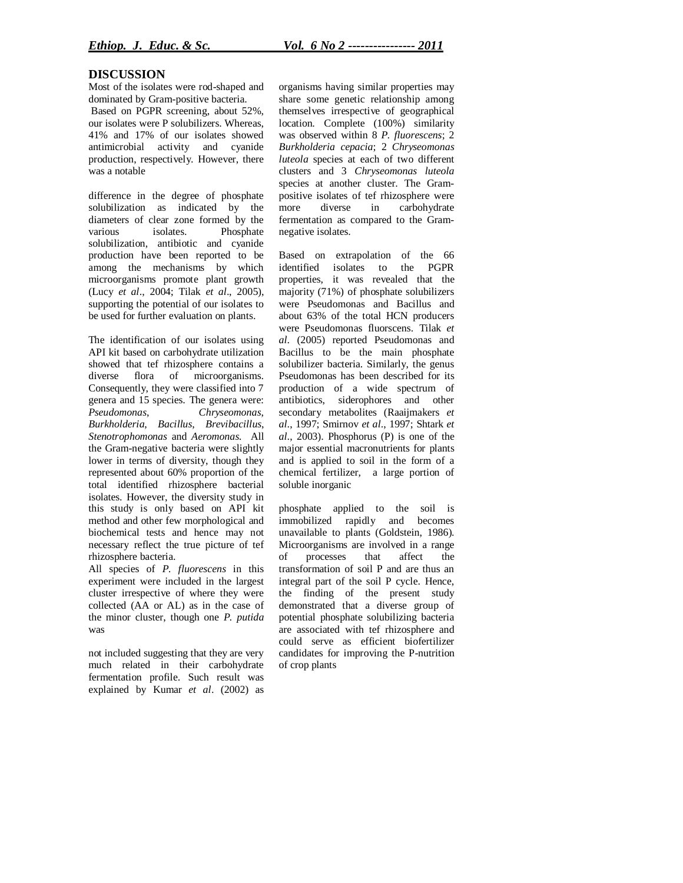## DISCUSSION

Most of the isolates were rod-shaped and dominated by Gram-positive bacteria.

Based on PGPR screening, about 52%, our isolates were P solubilizers. Whereas, 41% and 17% of our isolates showed antimicrobial activity and cyanide production, respectively. However, there was a notable difference in the degree of phosphate solubilization as indicated by the diameters of clear zone formed by the various isolates. Phosphate solubilization, antibiotic and cyanide production have been reported to be among the mechanisms by which microorganisms promote plant growth (Lucy *et al*., 2004; Tilak *et al*., 2005), supporting the potential of our isolates to be used for further evaluation on plants.

The identification of our isolates using API kit based on carbohydrate utilization showed that tef rhizosphere contains a diverse flora of microorganisms. Consequently, they were classified into 7 genera and 15 species. The genera were: *Pseudomonas*, *Chryseomonas*, *Burkholderia*, *Bacillus*, *Brevibacillus*, *Stenotrophomonas* and *Aeromonas*. All the Gram-negative bacteria were slightly lower in terms of diversity, though they represented about 60% proportion of the total identified rhizosphere bacterial isolates. However, the diversity study in this study is only based on API kit method and other few morphological and biochemical tests and hence may not necessary reflect the true picture of tef rhizosphere bacteria.

All species of *P. fluorescens* in this experiment were included in the largest cluster irrespective of where they were collected (AA or AL) as in the case of the minor cluster, though one *P. putida* was not included suggesting that they are very much related in their carbohydrate fermentation profile. Such result was explained by Kumar *et al*. (2002) as organisms having similar properties may share some genetic relationship among themselves irrespective of geographical location. Complete (100%) similarity was observed within 8 *P. fluorescens*; 2 *Burkholderia cepacia*; 2 *Chryseomonas luteola* species at each of two different clusters and 3 *Chryseomonas luteola* species at another cluster. The Gram-positive isolates of tef rhizosphere were more diverse in carbohydrate fermentation as compared to the Gram-negative isolates.

Based on extrapolation of the 66 identified isolates to the PGPR properties, it was revealed that the majority (71%) of phosphate solubilizers were Pseudomonas and Bacillus and about 63% of the total HCN producers were Pseudomonas fluorscens. Tilak *et al*. (2005) reported Pseudomonas and Bacillus to be the main phosphate solubilizer bacteria. Similarly, the genus Pseudomonas has been described for its production of a wide spectrum of antibiotics, siderophores and other secondary metabolites (Raaijmakers *et al*., 1997; Smirnov *et al*., 1997; Shtark *et al*., 2003). Phosphorus (P) is one of the major essential macronutrients for plants and is applied to soil in the form of a chemical fertilizer, a large portion of soluble inorganic phosphate applied to the soil is immobilized rapidly and becomes unavailable to plants (Goldstein, 1986). Microorganisms are involved in a range of processes that affect the transformation of soil P and are thus an integral part of the soil P cycle. Hence, the finding of the present study demonstrated that a diverse group of potential phosphate solubilizing bacteria are associated with tef rhizosphere and could serve as efficient biofertilizer candidates for improving the P-nutrition of crop plants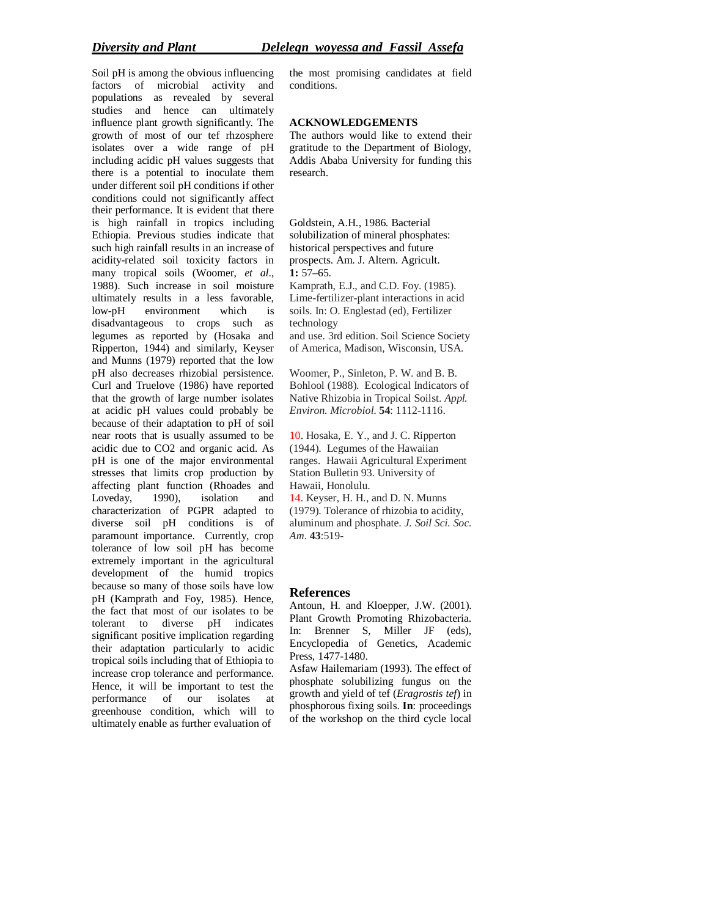Soil pH is among the obvious influencing factors of microbial activity and populations as revealed by several studies and hence can ultimately influence plant growth significantly. The growth of most of our tef rhzosphere isolates over a wide range of pH including acidic pH values suggests that there is a potential to inoculate them under different soil pH conditions if other conditions could not significantly affect their performance. It is evident that there is high rainfall in tropics including Ethiopia. Previous studies indicate that such high rainfall results in an increase of acidity-related soil toxicity factors in many tropical soils (Woomer, *et al*., 1988). Such increase in soil moisture ultimately results in a less favorable, low-pH environment which is disadvantageous to crops such as legumes as reported by (Hosaka and Ripperton, 1944) and similarly, Keyser and Munns (1979) reported that the low pH also decreases rhizobial persistence. Curl and Truelove (1986) have reported that the growth of large number isolates at acidic pH values could probably be because of their adaptation to pH of soil near roots that is usually assumed to be acidic due to $CO_2$ and organic acid. As pH is one of the major environmental stresses that limits crop production by affecting plant function (Rhoades and Loveday, 1990), isolation and characterization of PGPR adapted to diverse soil pH conditions is of paramount importance. Currently, crop tolerance of low soil pH has become extremely important in the agricultural development of the humid tropics because so many of those soils have low pH (Kamprath and Foy, 1985). Hence, the fact that most of our isolates to be tolerant to diverse pH indicates significant positive implication regarding their adaptation particularly to acidic tropical soils including that of Ethiopia to increase crop tolerance and performance. Hence, it will be important to test the performance of our isolates at greenhouse condition, which will to ultimately enable as further evaluation of the most promising candidates at field conditions.

## ACKNOWLEDGEMENTS

The authors would like to extend their gratitude to the Department of Biology, Addis Ababa University for funding this research.

Goldstein, A.H., 1986. Bacterial solubilization of mineral phosphates: historical perspectives and future prospects. Am. J. Altern. Agricult. **1:** 57–65.

Kamprath, E.J., and C.D. Foy. (1985). Lime-fertilizer-plant interactions in acid soils. In: O. Englestad (ed), Fertilizer technology and use. 3rd edition. Soil Science Society of America, Madison, Wisconsin, USA.

Woomer, P., Sinleton, P. W. and B. B. Bohlool (1988). Ecological Indicators of Native Rhizobia in Tropical Soilst. *Appl. Environ. Microbiol.* **54**: 1112-1116.

10. Hosaka, E. Y., and J. C. Ripperton (1944). Legumes of the Hawaiian ranges. Hawaii Agricultural Experiment Station Bulletin 93. University of Hawaii, Honolulu.

14. Keyser, H. H., and D. N. Munns (1979). Tolerance of rhizobia to acidity, aluminum and phosphate. *J. Soil Sci. Soc. Am*. **43**:519-

## References

Antoun, H. and Kloepper, J.W. (2001). Plant Growth Promoting Rhizobacteria. In: Brenner S, Miller JF (eds), Encyclopedia of Genetics, Academic Press, 1477-1480.

Asfaw Hailemariam (1993). The effect of phosphate solubilizing fungus on the growth and yield of tef (*Eragrostis tef*) in phosphorous fixing soils. **In**: proceedings of the workshop on the third cycle local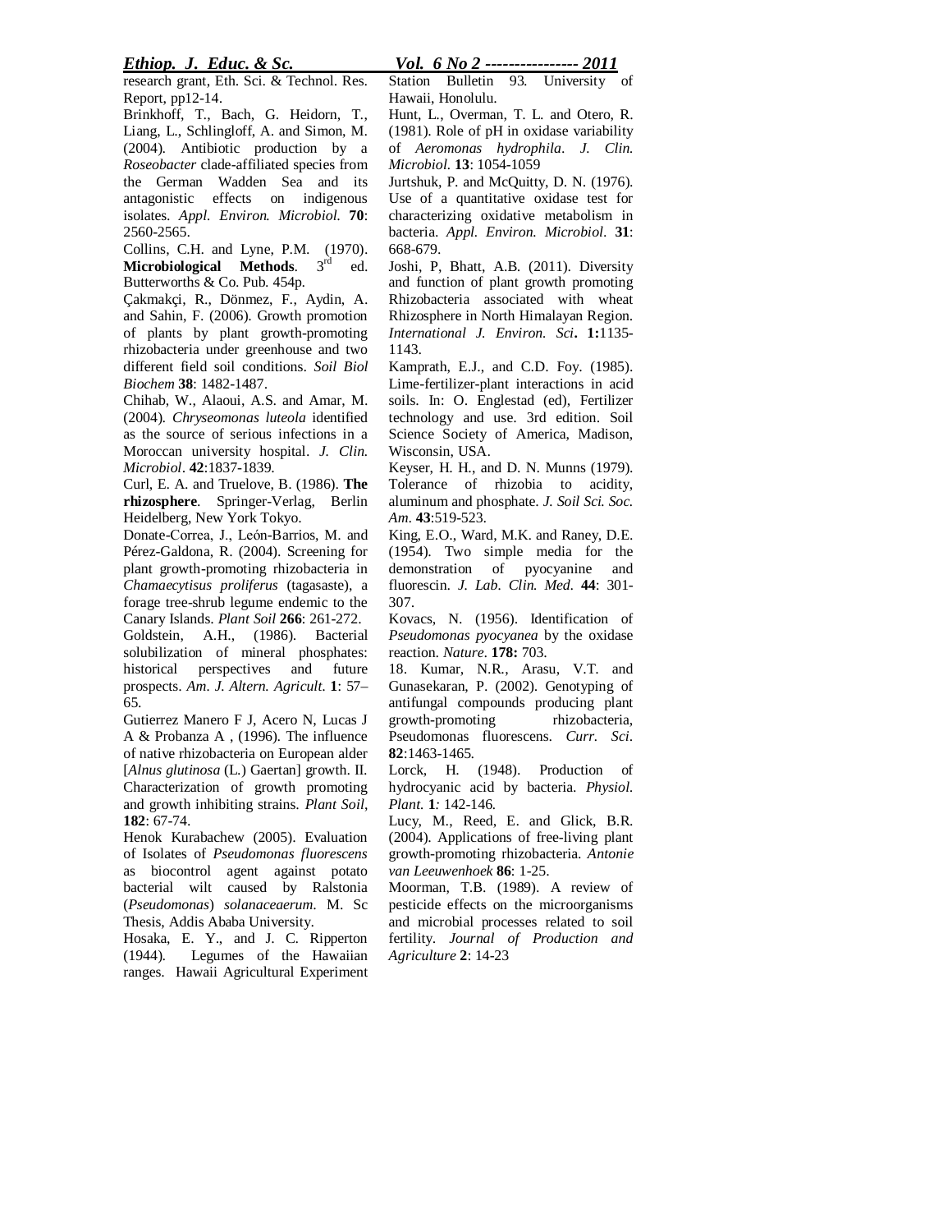research grant, Eth. Sci. & Technol. Res. Report, pp12-14.

Brinkhoff, T., Bach, G. Heidorn, T., Liang, L., Schlingloff, A. and Simon, M. (2004). Antibiotic production by a *Roseobacter* clade-affiliated species from the German Wadden Sea and its antagonistic effects on indigenous isolates. *Appl. Environ. Microbiol.* **70**: 2560-2565.

Collins, C.H. and Lyne, P.M. (1970). **Microbiological Methods**. 3rd ed. Butterworths & Co. Pub. 454p.

Çakmakçi, R., Dönmez, F., Aydin, A. and Sahin, F. (2006). Growth promotion of plants by plant growth-promoting rhizobacteria under greenhouse and two different field soil conditions. *Soil Biol Biochem* **38**: 1482-1487.

Chihab, W., Alaoui, A.S. and Amar, M. (2004). *Chryseomonas luteola* identified as the source of serious infections in a Moroccan university hospital. *J. Clin. Microbiol*. **42**:1837-1839.

Curl, E. A. and Truelove, B. (1986). **The rhizosphere**. Springer-Verlag, Berlin Heidelberg, New York Tokyo.

Donate-Correa, J., León-Barrios, M. and Pérez-Galdona, R. (2004). Screening for plant growth-promoting rhizobacteria in *Chamaecytisus proliferus* (tagasaste), a forage tree-shrub legume endemic to the Canary Islands. *Plant Soil* **266**: 261-272.

Goldstein, A.H., (1986). Bacterial solubilization of mineral phosphates: historical perspectives and future prospects. *Am. J. Altern. Agricult.* **1**: 57–65.

Gutierrez Manero F J, Acero N, Lucas J A & Probanza A , (1996). The influence of native rhizobacteria on European alder [*Alnus glutinosa* (L.) Gaertan] growth. II. Characterization of growth promoting and growth inhibiting strains. *Plant Soil*, **182**: 67-74.

Henok Kurabachew (2005). Evaluation of Isolates of *Pseudomonas fluorescens* as biocontrol agent against potato bacterial wilt caused by Ralstonia (*Pseudomonas*) *solanaceaerum*. M. Sc Thesis, Addis Ababa University.

Hosaka, E. Y., and J. C. Ripperton (1944). Legumes of the Hawaiian ranges. Hawaii Agricultural Experiment Station Bulletin 93. University of Hawaii, Honolulu.

Hunt, L., Overman, T. L. and Otero, R. (1981). Role of pH in oxidase variability of *Aeromonas hydrophila*. *J. Clin. Microbiol.* **13**: 1054-1059

Jurtshuk, P. and McQuitty, D. N. (1976). Use of a quantitative oxidase test for characterizing oxidative metabolism in bacteria. *Appl. Environ. Microbiol.* **31**: 668-679.

Joshi, P, Bhatt, A.B. (2011). Diversity and function of plant growth promoting Rhizobacteria associated with wheat Rhizosphere in North Himalayan Region. *International J. Environ. Sci*. **1**:1135-1143.

Kamprath, E.J., and C.D. Foy. (1985). Lime-fertilizer-plant interactions in acid soils. In: O. Englestad (ed), Fertilizer technology and use. 3rd edition. Soil Science Society of America, Madison, Wisconsin, USA.

Keyser, H. H., and D. N. Munns (1979). Tolerance of rhizobia to acidity, aluminum and phosphate. *J. Soil Sci. Soc. Am*. **43**:519-523.

King, E.O., Ward, M.K. and Raney, D.E. (1954). Two simple media for the demonstration of pyocyanine and fluorescin. *J. Lab. Clin. Med.* **44**: 301-307.

Kovacs, N. (1956). Identification of *Pseudomonas pyocyanea* by the oxidase reaction. *Nature*. **178:** 703.

18. Kumar, N.R., Arasu, V.T. and Gunasekaran, P. (2002). Genotyping of antifungal compounds producing plant growth-promoting rhizobacteria, Pseudomonas fluorescens. *Curr. Sci*. **82**:1463-1465.

Lorck, H. (1948). Production of hydrocyanic acid by bacteria. *Physiol. Plant.* **1***:* 142-146.

Lucy, M., Reed, E. and Glick, B.R. (2004). Applications of free-living plant growth-promoting rhizobacteria. *Antonie van Leeuwenhoek* **86**: 1-25.

Moorman, T.B. (1989). A review of pesticide effects on the microorganisms and microbial processes related to soil fertility. *Journal of Production and Agriculture* **2**: 14-23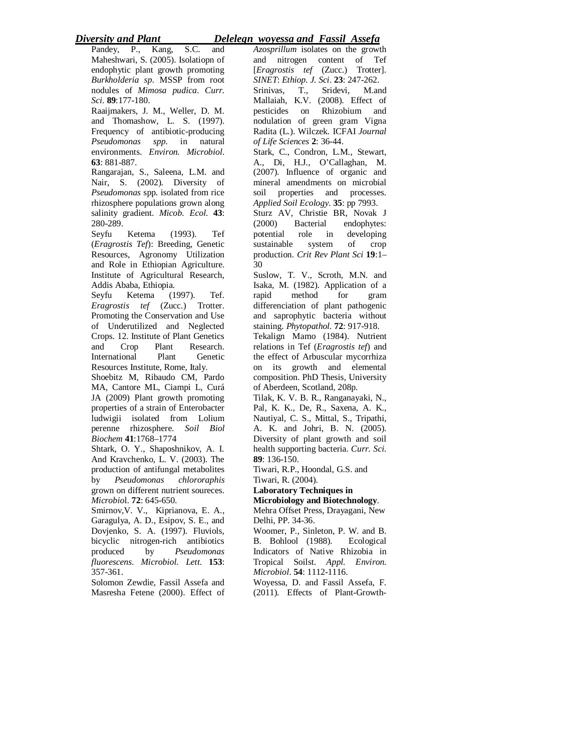Pandey, P., Kang, S.C. and Maheshwari, S. (2005). Isolatiopn of endophytic plant growth promoting *Burkholderia sp*. MSSP from root nodules of *Mimosa pudica*. *Curr. Sci*. **89**:177-180.

Raaijmakers, J. M., Weller, D. M. and Thomashow, L. S. (1997). Frequency of antibiotic-producing *Pseudomonas spp.* in natural environments. *Environ. Microbiol*. **63**: 881-887.

Rangarajan, S., Saleena, L.M. and Nair, S. (2002). Diversity of *Pseudomonas* spp. isolated from rice rhizosphere populations grown along salinity gradient. *Micob. Ecol.* **43**: 280-289.

Seyfu Ketema (1993). Tef (*Eragrostis Tef*): Breeding, Genetic Resources, Agronomy Utilization and Role in Ethiopian Agriculture. Institute of Agricultural Research, Addis Ababa, Ethiopia.

Seyfu Ketema (1997). Tef. *Eragrostis tef* (Zucc.) Trotter. Promoting the Conservation and Use of Underutilized and Neglected Crops. 12. Institute of Plant Genetics and Crop Plant Research. International Plant Genetic Resources Institute, Rome, Italy.

Shoebitz M, Ribaudo CM, Pardo MA, Cantore ML, Ciampi L, Curá JA (2009) Plant growth promoting properties of a strain of Enterobacter ludwigii isolated from Lolium perenne rhizosphere. *Soil Biol Biochem* **41**:1768–1774

Shtark, O. Y., Shaposhnikov, A. I. And Kravchenko, L. V. (2003). The production of antifungal metabolites by *Pseudomonas chlororaphis* grown on different nutrient soureces. *Microbio*l. **72**: 645-650.

Smirnov,V. V., Kiprianova, E. A., Garagulya, A. D., Esipov, S. E., and Dovjenko, S. A. (1997). Fluviols, bicyclic nitrogen-rich antibiotics produced by *Pseudomonas fluorescens*. *Microbiol. Lett.* **153**: 357-361.

Solomon Zewdie, Fassil Assefa and Masresha Fetene (2000). Effect of *Azosprillum* isolates on the growth and nitrogen content of Tef [*Eragrostis tef* (Zucc.) Trotter]. *SINET*: *Ethiop. J. Sci*. **23**: 247-262.

Srinivas, T., Sridevi, M.and Mallaiah, K.V. (2008). Effect of pesticides on Rhizobium and nodulation of green gram Vigna Radita (L.). Wilczek. ICFAI *Journal of Life Sciences* **2**: 36-44.

Stark, C., Condron, L.M., Stewart, A., Di, H.J., O'Callaghan, M. (2007). Influence of organic and mineral amendments on microbial soil properties and processes. *Applied Soil Ecology*. **35**: pp 7993.

Sturz AV, Christie BR, Novak J (2000) Bacterial endophytes: potential role in developing sustainable system of crop production. *Crit Rev Plant Sci* **19**:1–30

Suslow, T. V., Scroth, M.N. and Isaka, M. (1982). Application of a rapid method for gram differenciation of plant pathogenic and saprophytic bacteria without staining. *Phytopathol.* **72**: 917-918.

Tekalign Mamo (1984). Nutrient relations in Tef (*Eragrostis tef*) and the effect of Arbuscular mycorrhiza on its growth and elemental composition. PhD Thesis, University of Aberdeen, Scotland, 208p.

Tilak, K. V. B. R., Ranganayaki, N., Pal, K. K., De, R., Saxena, A. K., Nautiyal, C. S., Mittal, S., Tripathi, A. K. and Johri, B. N. (2005). Diversity of plant growth and soil health supporting bacteria. *Curr. Sci.* **89**: 136-150.

Tiwari, R.P., Hoondal, G.S. and Tiwari, R. (2004). **Laboratory Techniques in Microbiology and Biotechnology**. Mehra Offset Press, Drayagani, New Delhi, PP. 34-36.

Woomer, P., Sinleton, P. W. and B. B. Bohlool (1988). Ecological Indicators of Native Rhizobia in Tropical Soilst. *Appl. Environ. Microbiol*. **54**: 1112-1116.

Woyessa, D. and Fassil Assefa, F. (2011). Effects of Plant-Growth-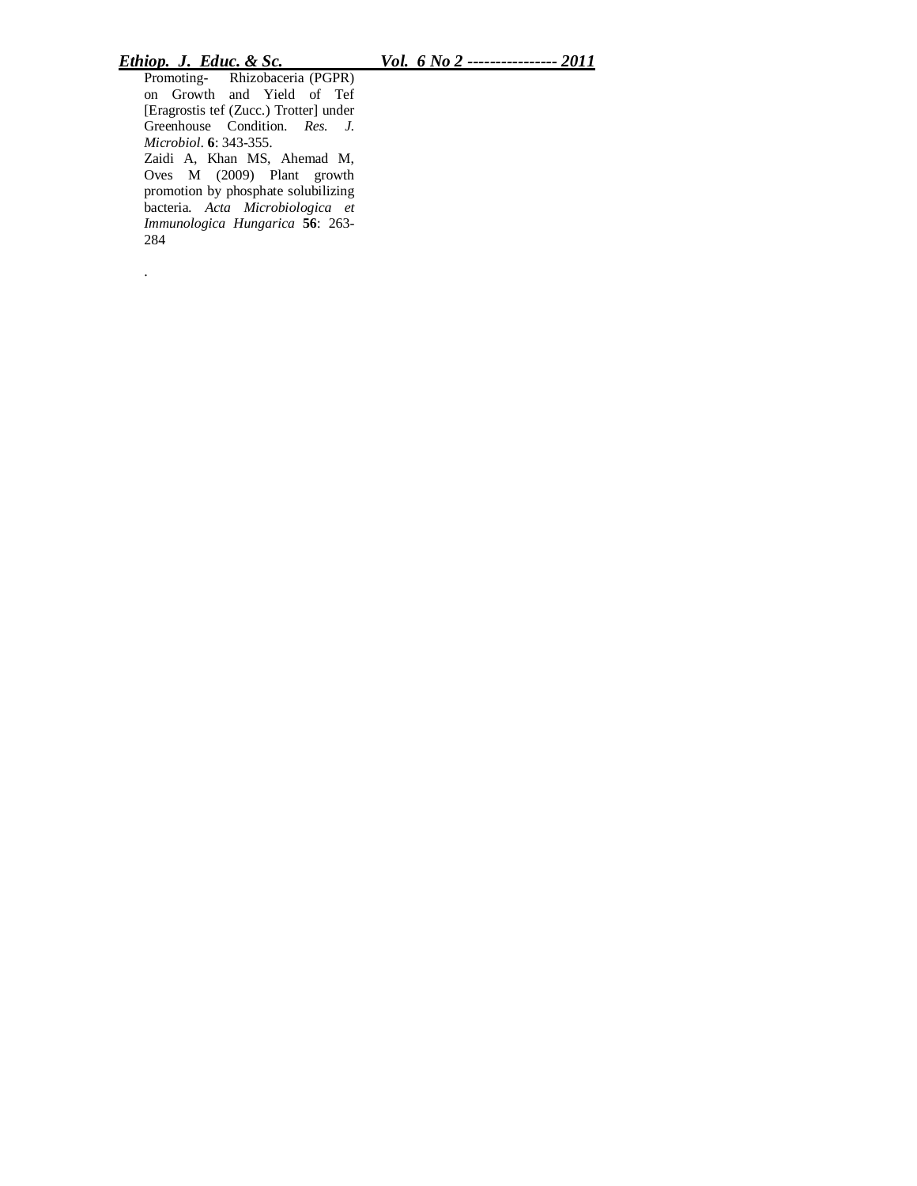Promoting- Rhizobaceria (PGPR) on Growth and Yield of Tef [Eragrostis tef (Zucc.) Trotter] under Greenhouse Condition. *Res. J. Microbiol*. **6**: 343-355.

Zaidi A, Khan MS, Ahemad M, Oves M (2009) Plant growth promotion by phosphate solubilizing bacteria. *Acta Microbiologica et Immunologica Hungarica* **56**: 263-284

.